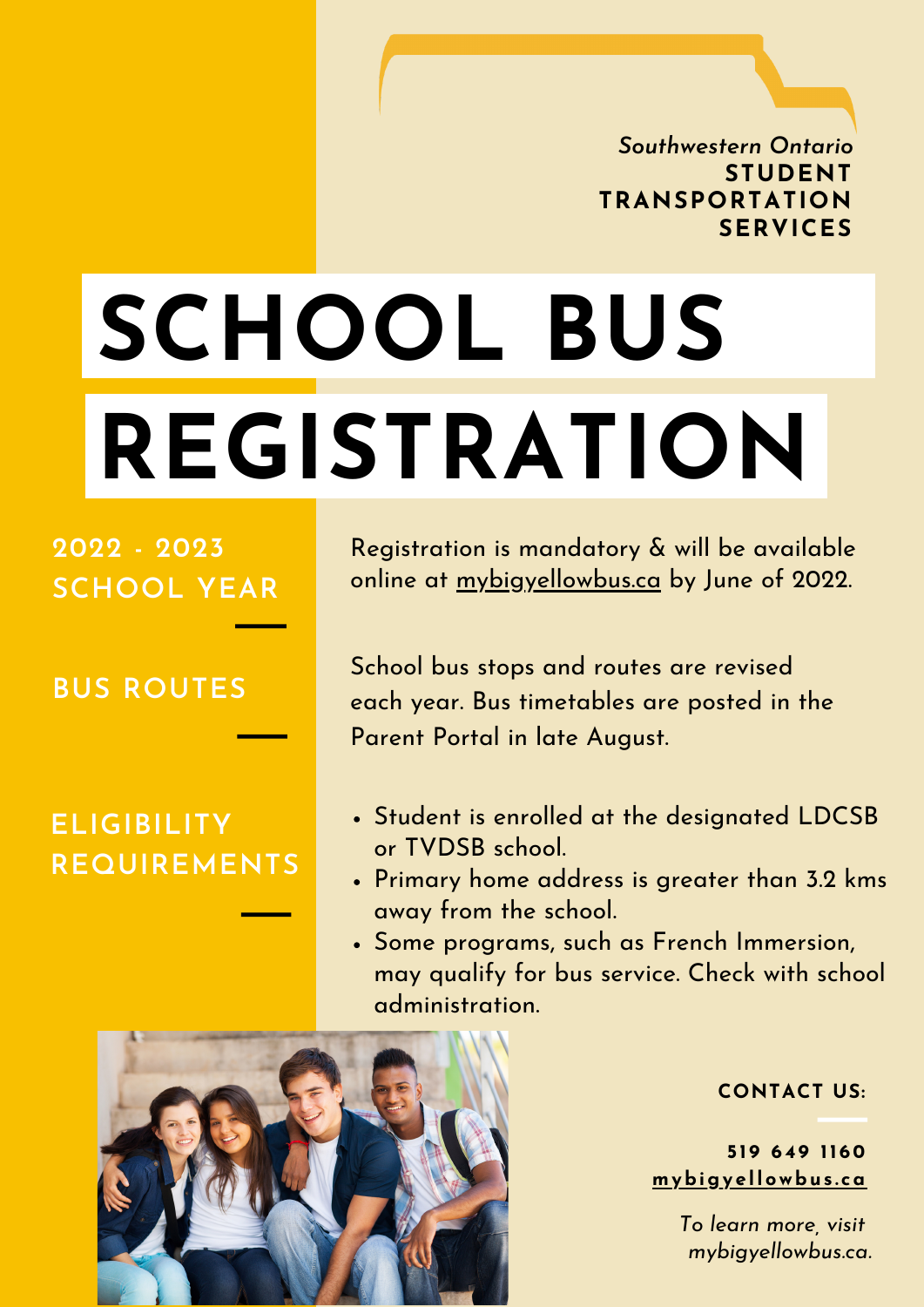*Southwestern Ontario*
**STUDENT TRANSPORTATION SERVICES**

# SCHOOL BUS REGISTRATION

## 2022 - 2023 SCHOOL YEAR

Registration is mandatory & will be available online at mybigyellowbus.ca by June of 2022.

## BUS ROUTES

School bus stops and routes are revised each year. Bus timetables are posted in the Parent Portal in late August.

## ELIGIBILITY REQUIREMENTS

- Student is enrolled at the designated LDCSB or TVDSB school.
- Primary home address is greater than 3.2 kms away from the school.
- Some programs, such as French Immersion, may qualify for bus service. Check with school administration.

**CONTACT US:**

**519 649 1160**
**mybigyellowbus.ca**

*To learn more, visit mybigyellowbus.ca.*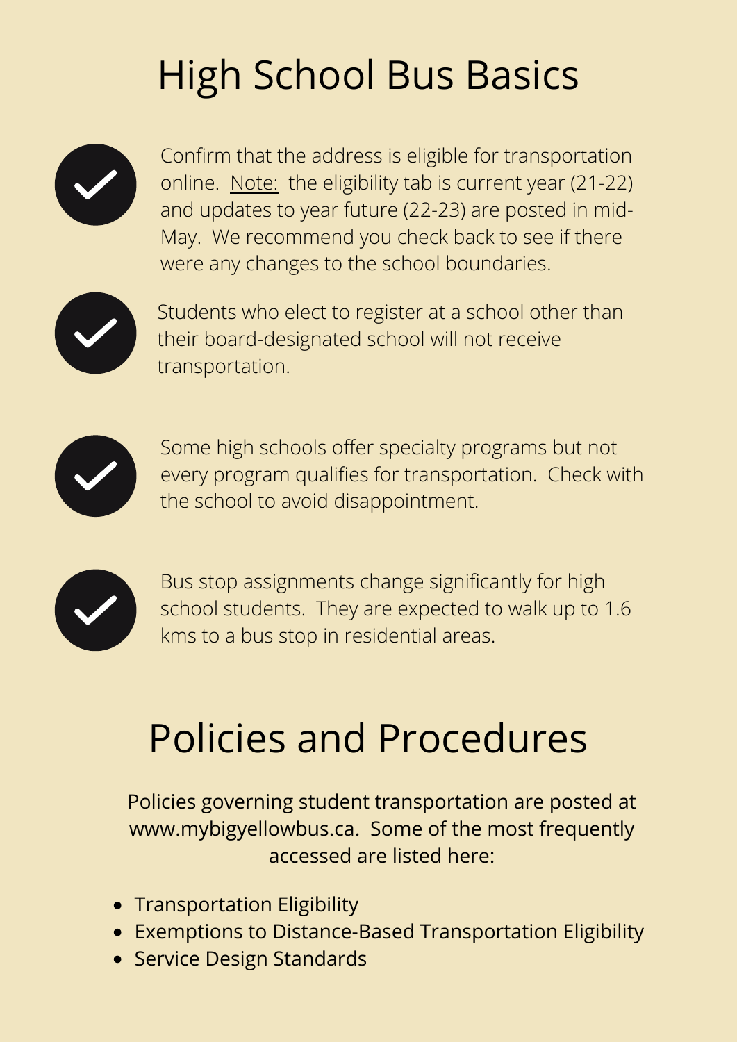# High School Bus Basics

- Confirm that the address is eligible for transportation online. Note: the eligibility tab is current year (21-22) and updates to year future (22-23) are posted in mid-May. We recommend you check back to see if there were any changes to the school boundaries.
- Students who elect to register at a school other than their board-designated school will not receive transportation.
- Some high schools offer specialty programs but not every program qualifies for transportation. Check with the school to avoid disappointment.
- Bus stop assignments change significantly for high school students. They are expected to walk up to 1.6 kms to a bus stop in residential areas.

# Policies and Procedures

Policies governing student transportation are posted at www.mybigyellowbus.ca. Some of the most frequently accessed are listed here:

- Transportation Eligibility
- Exemptions to Distance-Based Transportation Eligibility
- Service Design Standards